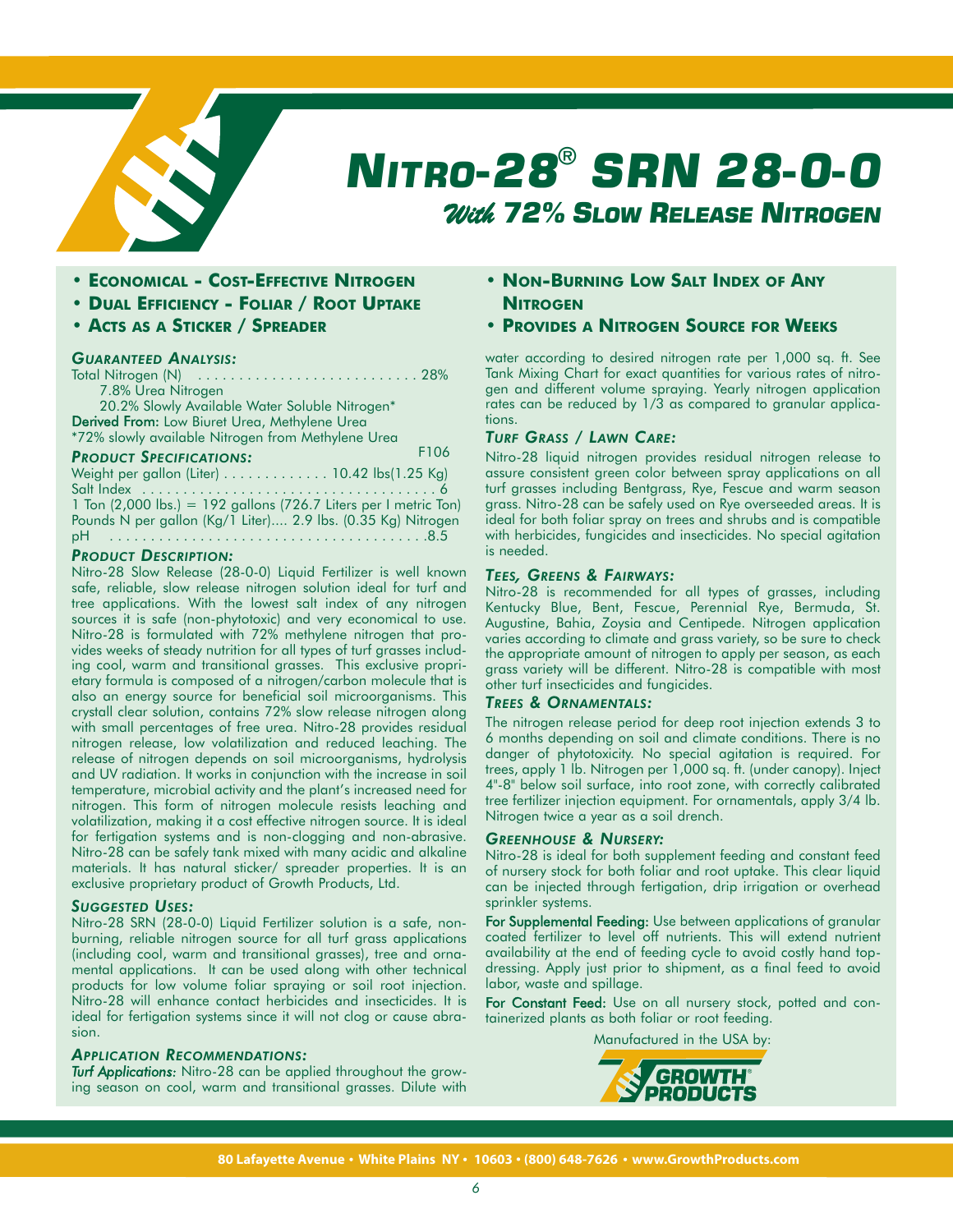# NITRO-28® SRN 28-0-0

## *With* 72% SLOW RELEASE NITROGEN

- **ECONOMICAL - COST-EFFECTIVE NITROGEN**
- **DUAL EFFICIENCY - FOLIAR / ROOT UPTAKE**
- **ACTS AS A STICKER / SPREADER**
- **NON-BURNING LOW SALT INDEX OF ANY NITROGEN**
- **PROVIDES A NITROGEN SOURCE FOR WEEKS**

### *GUARANTEED ANALYSIS:*

Total Nitrogen (N) .......................... 28%
 7.8% Urea Nitrogen
 20.2% Slowly Available Water Soluble Nitrogen*
**Derived From:** Low Biuret Urea, Methylene Urea
*72% slowly available Nitrogen from Methylene Urea

F106

### *PRODUCT SPECIFICATIONS:*

Weight per gallon (Liter) ............. 10.42 lbs(1.25 Kg)
Salt Index .......................................... 6
1 Ton (2,000 lbs.) = 192 gallons (726.7 Liters per l metric Ton)
Pounds N per gallon (Kg/1 Liter).... 2.9 lbs. (0.35 Kg) Nitrogen
pH ............................................... .8.5

### *PRODUCT DESCRIPTION:*

Nitro-28 Slow Release (28-0-0) Liquid Fertilizer is well known safe, reliable, slow release nitrogen solution ideal for turf and tree applications. With the lowest salt index of any nitrogen sources it is safe (non-phytotoxic) and very economical to use. Nitro-28 is formulated with 72% methylene nitrogen that provides weeks of steady nutrition for all types of turf grasses including cool, warm and transitional grasses. This exclusive proprietary formula is composed of a nitrogen/carbon molecule that is also an energy source for beneficial soil microorganisms. This crystall clear solution, contains 72% slow release nitrogen along with small percentages of free urea. Nitro-28 provides residual nitrogen release, low volatilization and reduced leaching. The release of nitrogen depends on soil microorganisms, hydrolysis and UV radiation. It works in conjunction with the increase in soil temperature, microbial activity and the plant's increased need for nitrogen. This form of nitrogen molecule resists leaching and volatilization, making it a cost effective nitrogen source. It is ideal for fertigation systems and is non-clogging and non-abrasive. Nitro-28 can be safely tank mixed with many acidic and alkaline materials. It has natural sticker/ spreader properties. It is an exclusive proprietary product of Growth Products, Ltd.

### *SUGGESTED USES:*

Nitro-28 SRN (28-0-0) Liquid Fertilizer solution is a safe, non-burning, reliable nitrogen source for all turf grass applications (including cool, warm and transitional grasses), tree and ornamental applications. It can be used along with other technical products for low volume foliar spraying or soil root injection. Nitro-28 will enhance contact herbicides and insecticides. It is ideal for fertigation systems since it will not clog or cause abrasion.

### *APPLICATION RECOMMENDATIONS:*

***Turf Applications:*** Nitro-28 can be applied throughout the growing season on cool, warm and transitional grasses. Dilute with water according to desired nitrogen rate per 1,000 sq. ft. See Tank Mixing Chart for exact quantities for various rates of nitrogen and different volume spraying. Yearly nitrogen application rates can be reduced by 1/3 as compared to granular applications.

### *TURF GRASS / LAWN CARE:*

Nitro-28 liquid nitrogen provides residual nitrogen release to assure consistent green color between spray applications on all turf grasses including Bentgrass, Rye, Fescue and warm season grass. Nitro-28 can be safely used on Rye overseeded areas. It is ideal for both foliar spray on trees and shrubs and is compatible with herbicides, fungicides and insecticides. No special agitation is needed.

### *TEES, GREENS & FAIRWAYS:*

Nitro-28 is recommended for all types of grasses, including Kentucky Blue, Bent, Fescue, Perennial Rye, Bermuda, St. Augustine, Bahia, Zoysia and Centipede. Nitrogen application varies according to climate and grass variety, so be sure to check the appropriate amount of nitrogen to apply per season, as each grass variety will be different. Nitro-28 is compatible with most other turf insecticides and fungicides.

### *TREES & ORNAMENTALS:*

The nitrogen release period for deep root injection extends 3 to 6 months depending on soil and climate conditions. There is no danger of phytotoxicity. No special agitation is required. For trees, apply 1 lb. Nitrogen per 1,000 sq. ft. (under canopy). Inject 4"-8" below soil surface, into root zone, with correctly calibrated tree fertilizer injection equipment. For ornamentals, apply 3/4 lb. Nitrogen twice a year as a soil drench.

### *GREENHOUSE & NURSERY:*

Nitro-28 is ideal for both supplement feeding and constant feed of nursery stock for both foliar and root uptake. This clear liquid can be injected through fertigation, drip irrigation or overhead sprinkler systems.

**For Supplemental Feeding:** Use between applications of granular coated fertilizer to level off nutrients. This will extend nutrient availability at the end of feeding cycle to avoid costly hand top-dressing. Apply just prior to shipment, as a final feed to avoid labor, waste and spillage.

**For Constant Feed:** Use on all nursery stock, potted and containerized plants as both foliar or root feeding.

Manufactured in the USA by:

**GROWTH® PRODUCTS**

**80 Lafayette Avenue • White Plains NY • 10603 • (800) 648-7626 • www.GrowthProducts.com**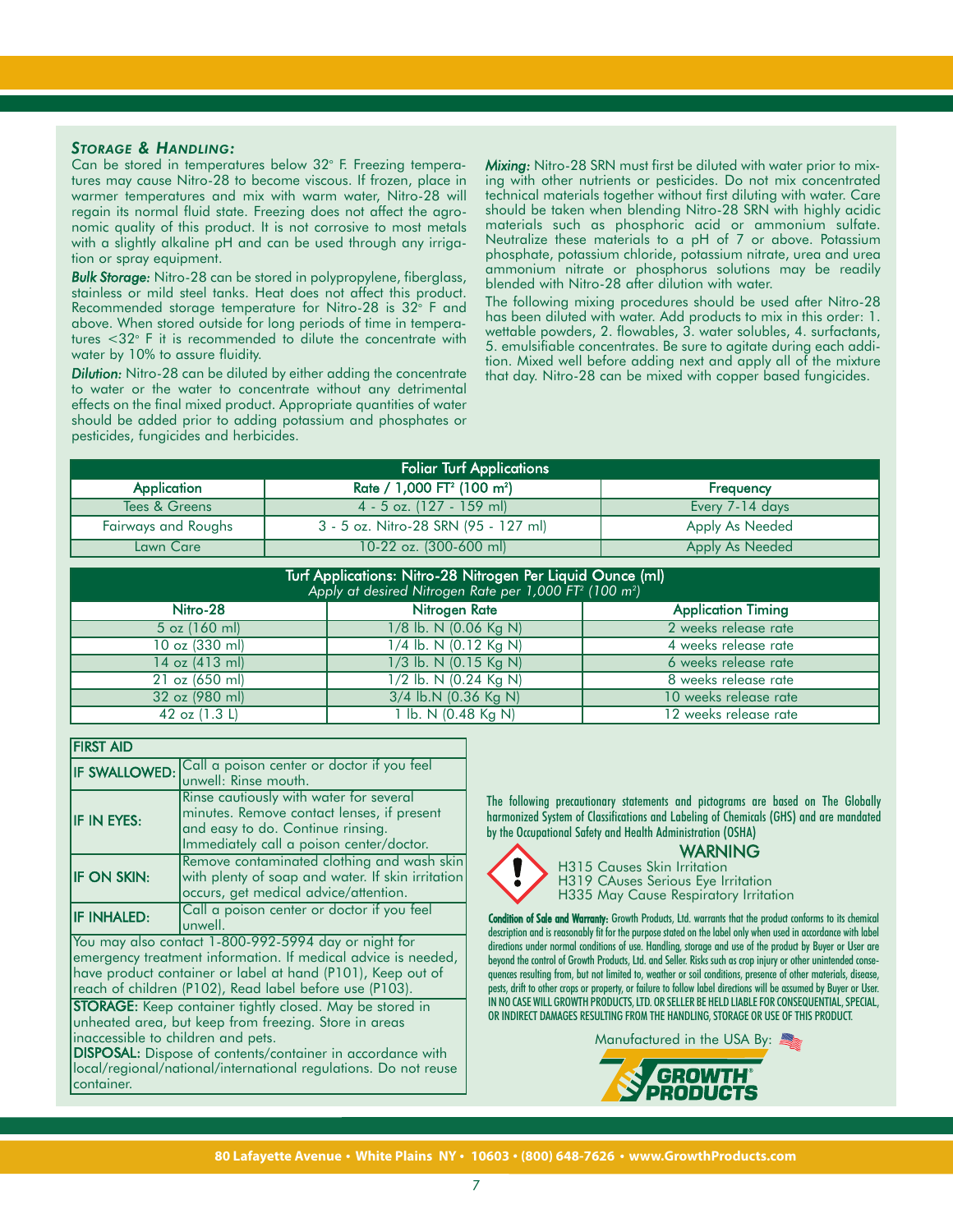### *Storage & Handling:*

Can be stored in temperatures below 32° F. Freezing temperatures may cause Nitro-28 to become viscous. If frozen, place in warmer temperatures and mix with warm water, Nitro-28 will regain its normal fluid state. Freezing does not affect the agronomic quality of this product. It is not corrosive to most metals with a slightly alkaline pH and can be used through any irrigation or spray equipment.

***Bulk Storage:*** Nitro-28 can be stored in polypropylene, fiberglass, stainless or mild steel tanks. Heat does not affect this product. Recommended storage temperature for Nitro-28 is 32° F and above. When stored outside for long periods of time in temperatures <32° F it is recommended to dilute the concentrate with water by 10% to assure fluidity.

***Dilution:*** Nitro-28 can be diluted by either adding the concentrate to water or the water to concentrate without any detrimental effects on the final mixed product. Appropriate quantities of water should be added prior to adding potassium and phosphates or pesticides, fungicides and herbicides.

***Mixing:*** Nitro-28 SRN must first be diluted with water prior to mixing with other nutrients or pesticides. Do not mix concentrated technical materials together without first diluting with water. Care should be taken when blending Nitro-28 SRN with highly acidic materials such as phosphoric acid or ammonium sulfate. Neutralize these materials to a pH of 7 or above. Potassium phosphate, potassium chloride, potassium nitrate, urea and urea ammonium nitrate or phosphorus solutions may be readily blended with Nitro-28 after dilution with water.

The following mixing procedures should be used after Nitro-28 has been diluted with water. Add products to mix in this order: 1. wettable powders, 2. flowables, 3. water solubles, 4. surfactants, 5. emulsifiable concentrates. Be sure to agitate during each addition. Mixed well before adding next and apply all of the mixture that day. Nitro-28 can be mixed with copper based fungicides.

| Foliar Turf Applications | | |
|---|---|---|
| **Application** | **Rate / 1,000 FT² (100 m²)** | **Frequency** |
| Tees & Greens | 4 - 5 oz. (127 - 159 ml) | Every 7-14 days |
| Fairways and Roughs | 3 - 5 oz. Nitro-28 SRN (95 - 127 ml) | Apply As Needed |
| Lawn Care | 10-22 oz. (300-600 ml) | Apply As Needed |

| Turf Applications: Nitro-28 Nitrogen Per Liquid Ounce (ml) *Apply at desired Nitrogen Rate per 1,000 FT² (100 m²)* | | |
|---|---|---|
| **Nitro-28** | **Nitrogen Rate** | **Application Timing** |
| 5 oz (160 ml) | 1/8 lb. N (0.06 Kg N) | 2 weeks release rate |
| 10 oz (330 ml) | 1/4 lb. N (0.12 Kg N) | 4 weeks release rate |
| 14 oz (413 ml) | 1/3 lb. N (0.15 Kg N) | 6 weeks release rate |
| 21 oz (650 ml) | 1/2 lb. N (0.24 Kg N) | 8 weeks release rate |
| 32 oz (980 ml) | 3/4 lb.N (0.36 Kg N) | 10 weeks release rate |
| 42 oz (1.3 L) | 1 lb. N (0.48 Kg N) | 12 weeks release rate |

| FIRST AID | |
|---|---|
| **IF SWALLOWED:** | Call a poison center or doctor if you feel unwell: Rinse mouth. |
| **IF IN EYES:** | Rinse cautiously with water for several minutes. Remove contact lenses, if present and easy to do. Continue rinsing. Immediately call a poison center/doctor. |
| **IF ON SKIN:** | Remove contaminated clothing and wash skin with plenty of soap and water. If skin irritation occurs, get medical advice/attention. |
| **IF INHALED:** | Call a poison center or doctor if you feel unwell. |

You may also contact 1-800-992-5994 day or night for emergency treatment information. If medical advice is needed, have product container or label at hand (P101), Keep out of reach of children (P102), Read label before use (P103).

**STORAGE:** Keep container tightly closed. May be stored in unheated area, but keep from freezing. Store in areas inaccessible to children and pets.

**DISPOSAL:** Dispose of contents/container in accordance with local/regional/national/international regulations. Do not reuse container.

The following precautionary statements and pictograms are based on The Globally harmonized System of Classifications and Labeling of Chemicals (GHS) and are mandated by the Occupational Safety and Health Administration (OSHA)

**WARNING**

H315 Causes Skin Irritation
H319 CAuses Serious Eye Irritation
H335 May Cause Respiratory Irritation

**Condition of Sale and Warranty:** Growth Products, Ltd. warrants that the product conforms to its chemical description and is reasonably fit for the purpose stated on the label only when used in accordance with label directions under normal conditions of use. Handling, storage and use of the product by Buyer or User are beyond the control of Growth Products, Ltd. and Seller. Risks such as crop injury or other unintended consequences resulting from, but not limited to, weather or soil conditions, presence of other materials, disease, pests, drift to other crops or property, or failure to follow label directions will be assumed by Buyer or User. IN NO CASE WILL GROWTH PRODUCTS, LTD. OR SELLER BE HELD LIABLE FOR CONSEQUENTIAL, SPECIAL, OR INDIRECT DAMAGES RESULTING FROM THE HANDLING, STORAGE OR USE OF THIS PRODUCT.

Manufactured in the USA By:

GROWTH® PRODUCTS

80 Lafayette Avenue • White Plains NY • 10603 • (800) 648-7626 • www.GrowthProducts.com